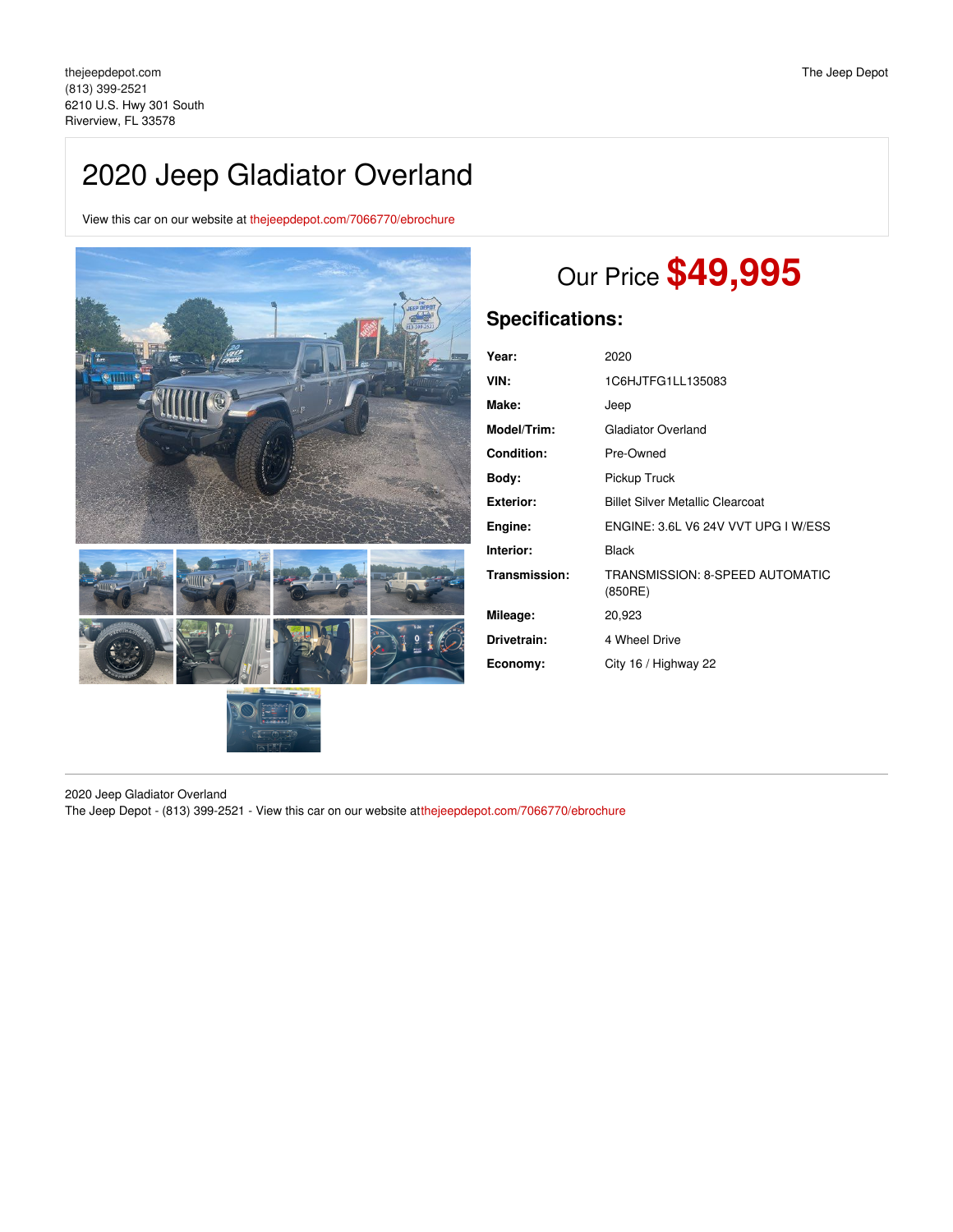thejeepdepot.com
(813) 399-2521
6210 U.S. Hwy 301 South
Riverview, FL 33578

The Jeep Depot

# 2020 Jeep Gladiator Overland

View this car on our website at thejeepdepot.com/7066770/ebrochure

Our Price **$49,995**

## Specifications:

| | |
|---|---|
| **Year:** | 2020 |
| **VIN:** | 1C6HJTFG1LL135083 |
| **Make:** | Jeep |
| **Model/Trim:** | Gladiator Overland |
| **Condition:** | Pre-Owned |
| **Body:** | Pickup Truck |
| **Exterior:** | Billet Silver Metallic Clearcoat |
| **Engine:** | ENGINE: 3.6L V6 24V VVT UPG I W/ESS |
| **Interior:** | Black |
| **Transmission:** | TRANSMISSION: 8-SPEED AUTOMATIC (850RE) |
| **Mileage:** | 20,923 |
| **Drivetrain:** | 4 Wheel Drive |
| **Economy:** | City 16 / Highway 22 |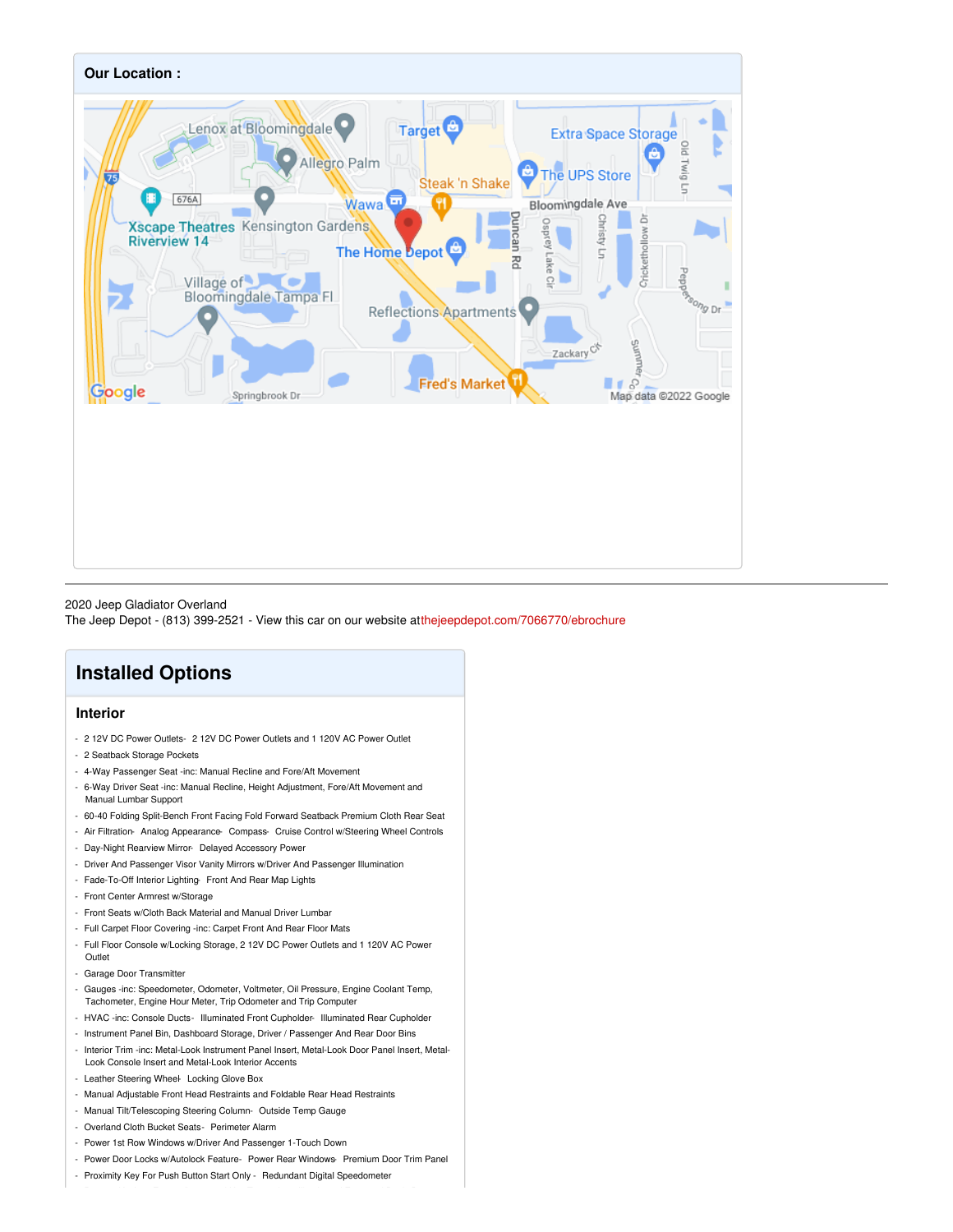## Our Location :

2020 Jeep Gladiator Overland
The Jeep Depot - (813) 399-2521 - View this car on our website at thejeepdepot.com/7066770/ebrochure

# Installed Options

## Interior

- 2 12V DC Power Outlets- 2 12V DC Power Outlets and 1 120V AC Power Outlet
- 2 Seatback Storage Pockets
- 4-Way Passenger Seat -inc: Manual Recline and Fore/Aft Movement
- 6-Way Driver Seat -inc: Manual Recline, Height Adjustment, Fore/Aft Movement and Manual Lumbar Support
- 60-40 Folding Split-Bench Front Facing Fold Forward Seatback Premium Cloth Rear Seat
- Air Filtration- Analog Appearance- Compass- Cruise Control w/Steering Wheel Controls
- Day-Night Rearview Mirror- Delayed Accessory Power
- Driver And Passenger Visor Vanity Mirrors w/Driver And Passenger Illumination
- Fade-To-Off Interior Lighting- Front And Rear Map Lights
- Front Center Armrest w/Storage
- Front Seats w/Cloth Back Material and Manual Driver Lumbar
- Full Carpet Floor Covering -inc: Carpet Front And Rear Floor Mats
- Full Floor Console w/Locking Storage, 2 12V DC Power Outlets and 1 120V AC Power Outlet
- Garage Door Transmitter
- Gauges -inc: Speedometer, Odometer, Voltmeter, Oil Pressure, Engine Coolant Temp, Tachometer, Engine Hour Meter, Trip Odometer and Trip Computer
- HVAC -inc: Console Ducts- Illuminated Front Cupholder- Illuminated Rear Cupholder
- Instrument Panel Bin, Dashboard Storage, Driver / Passenger And Rear Door Bins
- Interior Trim -inc: Metal-Look Instrument Panel Insert, Metal-Look Door Panel Insert, Metal-Look Console Insert and Metal-Look Interior Accents
- Leather Steering Wheel- Locking Glove Box
- Manual Adjustable Front Head Restraints and Foldable Rear Head Restraints
- Manual Tilt/Telescoping Steering Column- Outside Temp Gauge
- Overland Cloth Bucket Seats- Perimeter Alarm
- Power 1st Row Windows w/Driver And Passenger 1-Touch Down
- Power Door Locks w/Autolock Feature- Power Rear Windows- Premium Door Trim Panel
- Proximity Key For Push Button Start Only - Redundant Digital Speedometer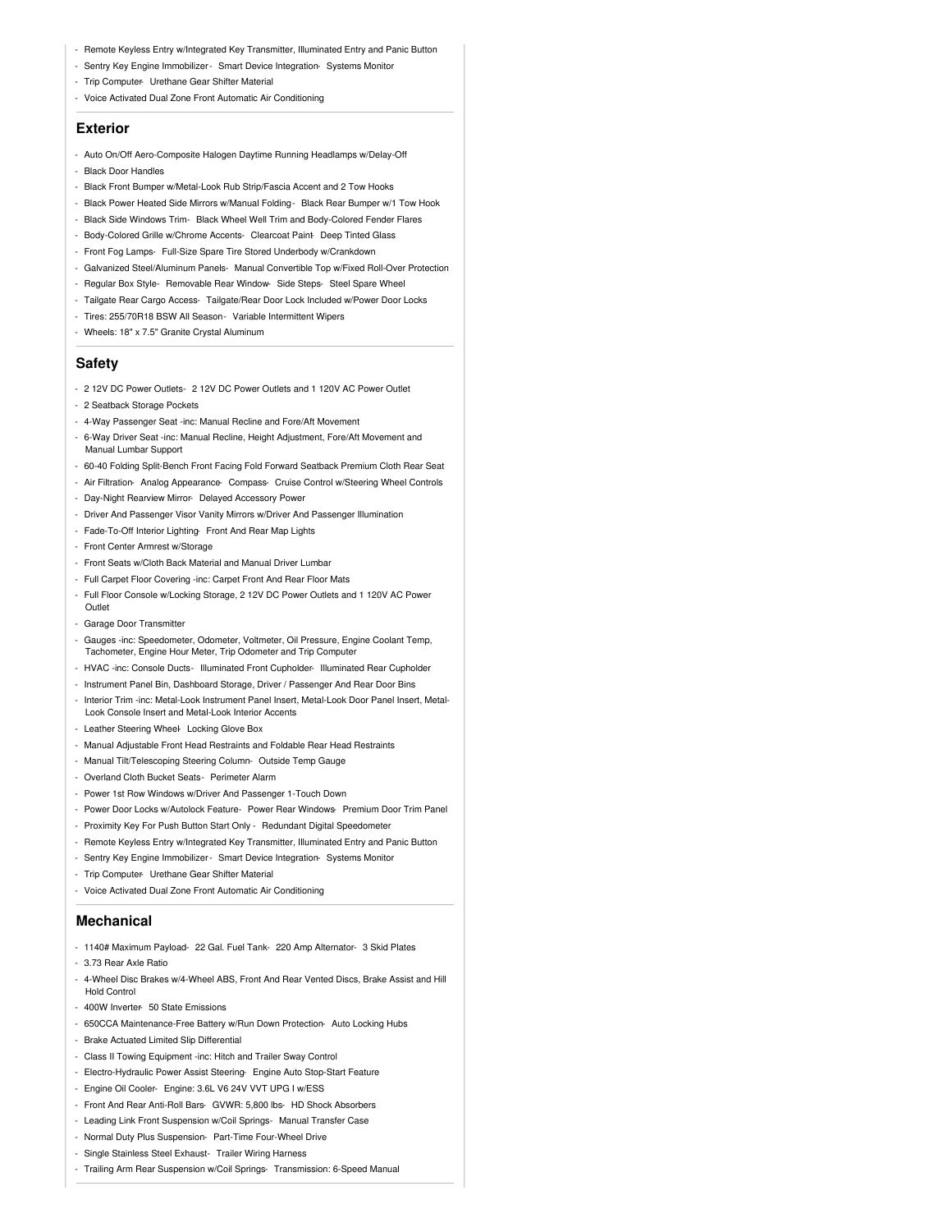- Remote Keyless Entry w/Integrated Key Transmitter, Illuminated Entry and Panic Button
- Sentry Key Engine Immobilizer - Smart Device Integration - Systems Monitor
- Trip Computer - Urethane Gear Shifter Material
- Voice Activated Dual Zone Front Automatic Air Conditioning

## Exterior

- Auto On/Off Aero-Composite Halogen Daytime Running Headlamps w/Delay-Off
- Black Door Handles
- Black Front Bumper w/Metal-Look Rub Strip/Fascia Accent and 2 Tow Hooks
- Black Power Heated Side Mirrors w/Manual Folding - Black Rear Bumper w/1 Tow Hook
- Black Side Windows Trim - Black Wheel Well Trim and Body-Colored Fender Flares
- Body-Colored Grille w/Chrome Accents - Clearcoat Paint - Deep Tinted Glass
- Front Fog Lamps - Full-Size Spare Tire Stored Underbody w/Crankdown
- Galvanized Steel/Aluminum Panels - Manual Convertible Top w/Fixed Roll-Over Protection
- Regular Box Style - Removable Rear Window - Side Steps - Steel Spare Wheel
- Tailgate Rear Cargo Access - Tailgate/Rear Door Lock Included w/Power Door Locks
- Tires: 255/70R18 BSW All Season - Variable Intermittent Wipers
- Wheels: 18" x 7.5" Granite Crystal Aluminum

## Safety

- 2 12V DC Power Outlets - 2 12V DC Power Outlets and 1 120V AC Power Outlet
- 2 Seatback Storage Pockets
- 4-Way Passenger Seat -inc: Manual Recline and Fore/Aft Movement
- 6-Way Driver Seat -inc: Manual Recline, Height Adjustment, Fore/Aft Movement and Manual Lumbar Support
- 60-40 Folding Split-Bench Front Facing Fold Forward Seatback Premium Cloth Rear Seat
- Air Filtration - Analog Appearance - Compass - Cruise Control w/Steering Wheel Controls
- Day-Night Rearview Mirror - Delayed Accessory Power
- Driver And Passenger Visor Vanity Mirrors w/Driver And Passenger Illumination
- Fade-To-Off Interior Lighting - Front And Rear Map Lights
- Front Center Armrest w/Storage
- Front Seats w/Cloth Back Material and Manual Driver Lumbar
- Full Carpet Floor Covering -inc: Carpet Front And Rear Floor Mats
- Full Floor Console w/Locking Storage, 2 12V DC Power Outlets and 1 120V AC Power Outlet
- Garage Door Transmitter
- Gauges -inc: Speedometer, Odometer, Voltmeter, Oil Pressure, Engine Coolant Temp, Tachometer, Engine Hour Meter, Trip Odometer and Trip Computer
- HVAC -inc: Console Ducts - Illuminated Front Cupholder - Illuminated Rear Cupholder
- Instrument Panel Bin, Dashboard Storage, Driver / Passenger And Rear Door Bins
- Interior Trim -inc: Metal-Look Instrument Panel Insert, Metal-Look Door Panel Insert, Metal-Look Console Insert and Metal-Look Interior Accents
- Leather Steering Wheel - Locking Glove Box
- Manual Adjustable Front Head Restraints and Foldable Rear Head Restraints
- Manual Tilt/Telescoping Steering Column - Outside Temp Gauge
- Overland Cloth Bucket Seats - Perimeter Alarm
- Power 1st Row Windows w/Driver And Passenger 1-Touch Down
- Power Door Locks w/Autolock Feature - Power Rear Windows - Premium Door Trim Panel
- Proximity Key For Push Button Start Only - Redundant Digital Speedometer
- Remote Keyless Entry w/Integrated Key Transmitter, Illuminated Entry and Panic Button
- Sentry Key Engine Immobilizer - Smart Device Integration - Systems Monitor
- Trip Computer - Urethane Gear Shifter Material
- Voice Activated Dual Zone Front Automatic Air Conditioning

## Mechanical

- 1140# Maximum Payload - 22 Gal. Fuel Tank - 220 Amp Alternator - 3 Skid Plates
- 3.73 Rear Axle Ratio
- 4-Wheel Disc Brakes w/4-Wheel ABS, Front And Rear Vented Discs, Brake Assist and Hill Hold Control
- 400W Inverter - 50 State Emissions
- 650CCA Maintenance-Free Battery w/Run Down Protection - Auto Locking Hubs
- Brake Actuated Limited Slip Differential
- Class II Towing Equipment -inc: Hitch and Trailer Sway Control
- Electro-Hydraulic Power Assist Steering - Engine Auto Stop-Start Feature
- Engine Oil Cooler - Engine: 3.6L V6 24V VVT UPG I w/ESS
- Front And Rear Anti-Roll Bars - GVWR: 5,800 lbs - HD Shock Absorbers
- Leading Link Front Suspension w/Coil Springs - Manual Transfer Case
- Normal Duty Plus Suspension - Part-Time Four-Wheel Drive
- Single Stainless Steel Exhaust - Trailer Wiring Harness
- Trailing Arm Rear Suspension w/Coil Springs - Transmission: 6-Speed Manual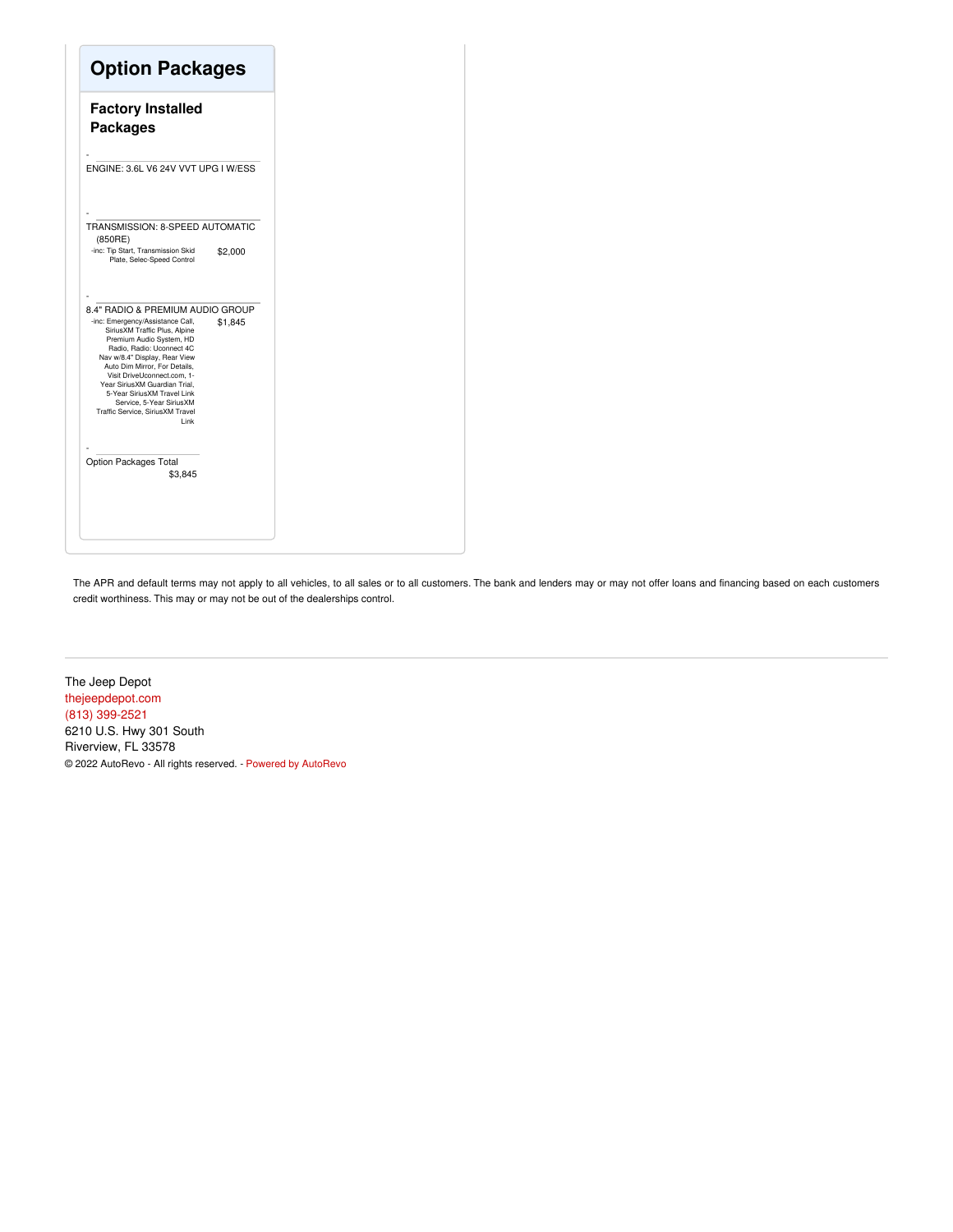## Option Packages

### Factory Installed Packages

-

ENGINE: 3.6L V6 24V VVT UPG I W/ESS

-

TRANSMISSION: 8-SPEED AUTOMATIC (850RE)

-inc: Tip Start, Transmission Skid Plate, Selec-Speed Control — $2,000

-

8.4" RADIO & PREMIUM AUDIO GROUP

-inc: Emergency/Assistance Call, SiriusXM Traffic Plus, Alpine Premium Audio System, HD Radio, Radio: Uconnect 4C Nav w/8.4" Display, Rear View Auto Dim Mirror, For Details, Visit DriveUconnect.com, 1-Year SiriusXM Guardian Trial, 5-Year SiriusXM Travel Link Service, 5-Year SiriusXM Traffic Service, SiriusXM Travel Link — $1,845

-

Option Packages Total — $3,845

The APR and default terms may not apply to all vehicles, to all sales or to all customers. The bank and lenders may or may not offer loans and financing based on each customers credit worthiness. This may or may not be out of the dealerships control.

---

The Jeep Depot
thejeepdepot.com
(813) 399-2521
6210 U.S. Hwy 301 South
Riverview, FL 33578
© 2022 AutoRevo - All rights reserved. - Powered by AutoRevo